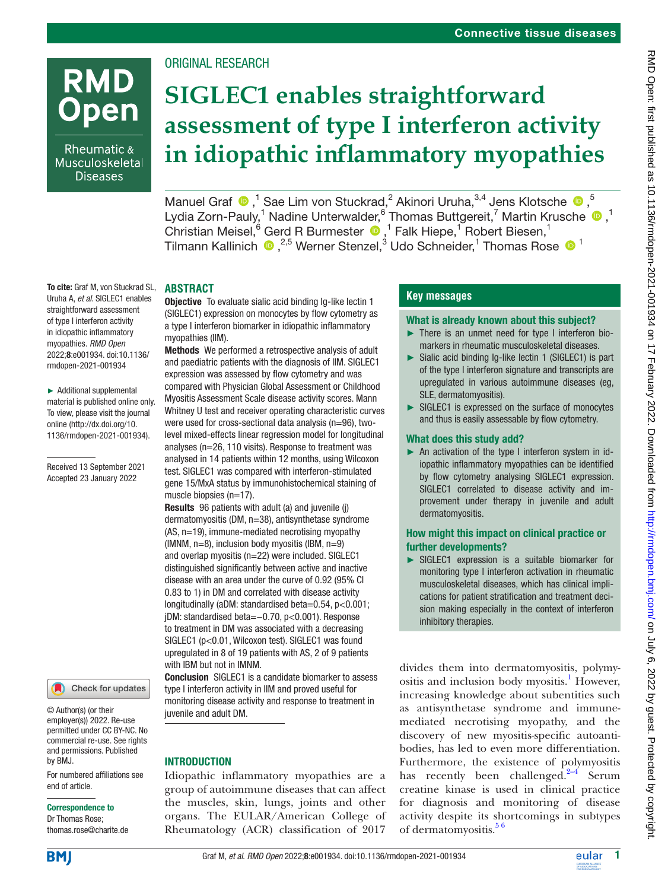Connective tissue diseases

ORIGINAL RESEARCH

# SIGLEC1 enables straightforward assessment of type I interferon activity in idiopathic inflammatory myopathies

Manuel Graf,[1] Sae Lim von Stuckrad,[2] Akinori Uruha,[3,4] Jens Klotsche,[5] Lydia Zorn-Pauly,[1] Nadine Unterwalder,[6] Thomas Buttgereit,[7] Martin Krusche,[1] Christian Meisel,[6] Gerd R Burmester,[1] Falk Hiepe,[1] Robert Biesen,[1] Tilmann Kallinich,[2,5] Werner Stenzel,[3] Udo Schneider,[1] Thomas Rose[1]

**To cite:** Graf M, von Stuckrad SL, Uruha A, *et al*. SIGLEC1 enables straightforward assessment of type I interferon activity in idiopathic inflammatory myopathies. *RMD Open* 2022;**8**:e001934. doi:10.1136/rmdopen-2021-001934

► Additional supplemental material is published online only. To view, please visit the journal online (http://dx.doi.org/10.1136/rmdopen-2021-001934).

Received 13 September 2021
Accepted 23 January 2022

© Author(s) (or their employer(s)) 2022. Re-use permitted under CC BY-NC. No commercial re-use. See rights and permissions. Published by BMJ.

For numbered affiliations see end of article.

**Correspondence to**
Dr Thomas Rose; thomas.rose@charite.de

## ABSTRACT

**Objective** To evaluate sialic acid binding Ig-like lectin 1 (SIGLEC1) expression on monocytes by flow cytometry as a type I interferon biomarker in idiopathic inflammatory myopathies (IIM).

**Methods** We performed a retrospective analysis of adult and paediatric patients with the diagnosis of IIM. SIGLEC1 expression was assessed by flow cytometry and was compared with Physician Global Assessment or Childhood Myositis Assessment Scale disease activity scores. Mann Whitney U test and receiver operating characteristic curves were used for cross-sectional data analysis (n=96), two-level mixed-effects linear regression model for longitudinal analyses (n=26, 110 visits). Response to treatment was analysed in 14 patients within 12 months, using Wilcoxon test. SIGLEC1 was compared with interferon-stimulated gene 15/MxA status by immunohistochemical staining of muscle biopsies (n=17).

**Results** 96 patients with adult (a) and juvenile (j) dermatomyositis (DM, n=38), antisynthetase syndrome (AS, n=19), immune-mediated necrotising myopathy (IMNM, n=8), inclusion body myositis (IBM, n=9) and overlap myositis (n=22) were included. SIGLEC1 distinguished significantly between active and inactive disease with an area under the curve of 0.92 (95% CI 0.83 to 1) in DM and correlated with disease activity longitudinally (aDM: standardised beta=0.54, p<0.001; jDM: standardised beta=−0.70, p<0.001). Response to treatment in DM was associated with a decreasing SIGLEC1 (p<0.01, Wilcoxon test). SIGLEC1 was found upregulated in 8 of 19 patients with AS, 2 of 9 patients with IBM but not in IMNM.

**Conclusion** SIGLEC1 is a candidate biomarker to assess type I interferon activity in IIM and proved useful for monitoring disease activity and response to treatment in juvenile and adult DM.

## Key messages

### What is already known about this subject?

- ► There is an unmet need for type I interferon biomarkers in rheumatic musculoskeletal diseases.
- ► Sialic acid binding Ig-like lectin 1 (SIGLEC1) is part of the type I interferon signature and transcripts are upregulated in various autoimmune diseases (eg, SLE, dermatomyositis).
- ► SIGLEC1 is expressed on the surface of monocytes and thus is easily assessable by flow cytometry.

### What does this study add?

- ► An activation of the type I interferon system in idiopathic inflammatory myopathies can be identified by flow cytometry analysing SIGLEC1 expression. SIGLEC1 correlated to disease activity and improvement under therapy in juvenile and adult dermatomyositis.

### How might this impact on clinical practice or further developments?

- ► SIGLEC1 expression is a suitable biomarker for monitoring type I interferon activation in rheumatic musculoskeletal diseases, which has clinical implications for patient stratification and treatment decision making especially in the context of interferon inhibitory therapies.

## INTRODUCTION

Idiopathic inflammatory myopathies are a group of autoimmune diseases that can affect the muscles, skin, lungs, joints and other organs. The EULAR/American College of Rheumatology (ACR) classification of 2017 divides them into dermatomyositis, polymyositis and inclusion body myositis.[1] However, increasing knowledge about subentities such as antisynthetase syndrome and immune-mediated necrotising myopathy, and the discovery of new myositis-specific autoantibodies, has led to even more differentiation. Furthermore, the existence of polymyositis has recently been challenged.[2–4] Serum creatine kinase is used in clinical practice for diagnosis and monitoring of disease activity despite its shortcomings in subtypes of dermatomyositis.[5 6]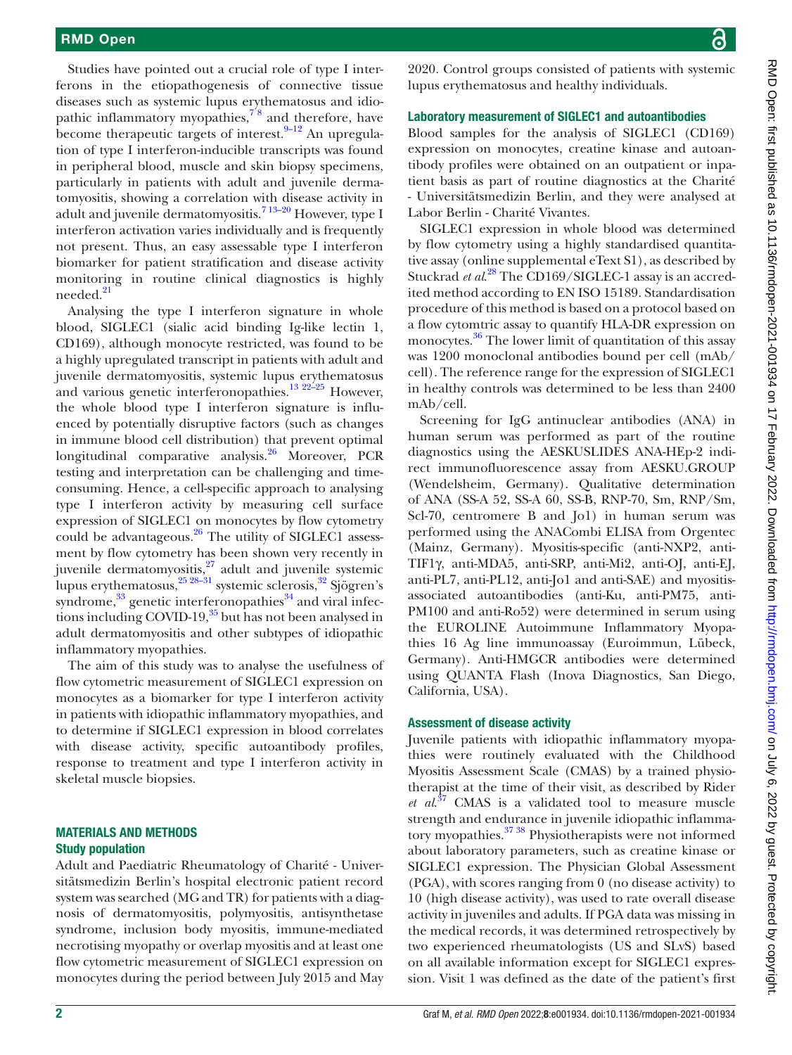Studies have pointed out a crucial role of type I interferons in the etiopathogenesis of connective tissue diseases such as systemic lupus erythematosus and idiopathic inflammatory myopathies,[7 8] and therefore, have become therapeutic targets of interest.[9–12] An upregulation of type I interferon-inducible transcripts was found in peripheral blood, muscle and skin biopsy specimens, particularly in patients with adult and juvenile dermatomyositis, showing a correlation with disease activity in adult and juvenile dermatomyositis.[7 13–20] However, type I interferon activation varies individually and is frequently not present. Thus, an easy assessable type I interferon biomarker for patient stratification and disease activity monitoring in routine clinical diagnostics is highly needed.[21]

Analysing the type I interferon signature in whole blood, SIGLEC1 (sialic acid binding Ig-like lectin 1, CD169), although monocyte restricted, was found to be a highly upregulated transcript in patients with adult and juvenile dermatomyositis, systemic lupus erythematosus and various genetic interferonopathies.[13 22–25] However, the whole blood type I interferon signature is influenced by potentially disruptive factors (such as changes in immune blood cell distribution) that prevent optimal longitudinal comparative analysis.[26] Moreover, PCR testing and interpretation can be challenging and time-consuming. Hence, a cell-specific approach to analysing type I interferon activity by measuring cell surface expression of SIGLEC1 on monocytes by flow cytometry could be advantageous.[26] The utility of SIGLEC1 assessment by flow cytometry has been shown very recently in juvenile dermatomyositis,[27] adult and juvenile systemic lupus erythematosus,[25 28–31] systemic sclerosis,[32] Sjögren's syndrome,[33] genetic interferonopathies[34] and viral infections including COVID-19,[35] but has not been analysed in adult dermatomyositis and other subtypes of idiopathic inflammatory myopathies.

The aim of this study was to analyse the usefulness of flow cytometric measurement of SIGLEC1 expression on monocytes as a biomarker for type I interferon activity in patients with idiopathic inflammatory myopathies, and to determine if SIGLEC1 expression in blood correlates with disease activity, specific autoantibody profiles, response to treatment and type I interferon activity in skeletal muscle biopsies.

## MATERIALS AND METHODS

### Study population

Adult and Paediatric Rheumatology of Charité - Universitätsmedizin Berlin's hospital electronic patient record system was searched (MG and TR) for patients with a diagnosis of dermatomyositis, polymyositis, antisynthetase syndrome, inclusion body myositis, immune-mediated necrotising myopathy or overlap myositis and at least one flow cytometric measurement of SIGLEC1 expression on monocytes during the period between July 2015 and May 2020. Control groups consisted of patients with systemic lupus erythematosus and healthy individuals.

### Laboratory measurement of SIGLEC1 and autoantibodies

Blood samples for the analysis of SIGLEC1 (CD169) expression on monocytes, creatine kinase and autoantibody profiles were obtained on an outpatient or inpatient basis as part of routine diagnostics at the Charité - Universitätsmedizin Berlin, and they were analysed at Labor Berlin - Charité Vivantes.

SIGLEC1 expression in whole blood was determined by flow cytometry using a highly standardised quantitative assay (online supplemental eText S1), as described by Stuckrad *et al*.[28] The CD169/SIGLEC-1 assay is an accredited method according to EN ISO 15189. Standardisation procedure of this method is based on a protocol based on a flow cytomtric assay to quantify HLA-DR expression on monocytes.[36] The lower limit of quantitation of this assay was 1200 monoclonal antibodies bound per cell (mAb/cell). The reference range for the expression of SIGLEC1 in healthy controls was determined to be less than 2400 mAb/cell.

Screening for IgG antinuclear antibodies (ANA) in human serum was performed as part of the routine diagnostics using the AESKUSLIDES ANA-HEp-2 indirect immunofluorescence assay from AESKU.GROUP (Wendelsheim, Germany). Qualitative determination of ANA (SS-A 52, SS-A 60, SS-B, RNP-70, Sm, RNP/Sm, Scl-70, centromere B and Jo1) in human serum was performed using the ANACombi ELISA from Orgentec (Mainz, Germany). Myositis-specific (anti-NXP2, anti-TIF1γ, anti-MDA5, anti-SRP, anti-Mi2, anti-OJ, anti-EJ, anti-PL7, anti-PL12, anti-Jo1 and anti-SAE) and myositis-associated autoantibodies (anti-Ku, anti-PM75, anti-PM100 and anti-Ro52) were determined in serum using the EUROLINE Autoimmune Inflammatory Myopathies 16 Ag line immunoassay (Euroimmun, Lübeck, Germany). Anti-HMGCR antibodies were determined using QUANTA Flash (Inova Diagnostics, San Diego, California, USA).

### Assessment of disease activity

Juvenile patients with idiopathic inflammatory myopathies were routinely evaluated with the Childhood Myositis Assessment Scale (CMAS) by a trained physiotherapist at the time of their visit, as described by Rider *et al*.[37] CMAS is a validated tool to measure muscle strength and endurance in juvenile idiopathic inflammatory myopathies.[37 38] Physiotherapists were not informed about laboratory parameters, such as creatine kinase or SIGLEC1 expression. The Physician Global Assessment (PGA), with scores ranging from 0 (no disease activity) to 10 (high disease activity), was used to rate overall disease activity in juveniles and adults. If PGA data was missing in the medical records, it was determined retrospectively by two experienced rheumatologists (US and SLvS) based on all available information except for SIGLEC1 expression. Visit 1 was defined as the date of the patient's first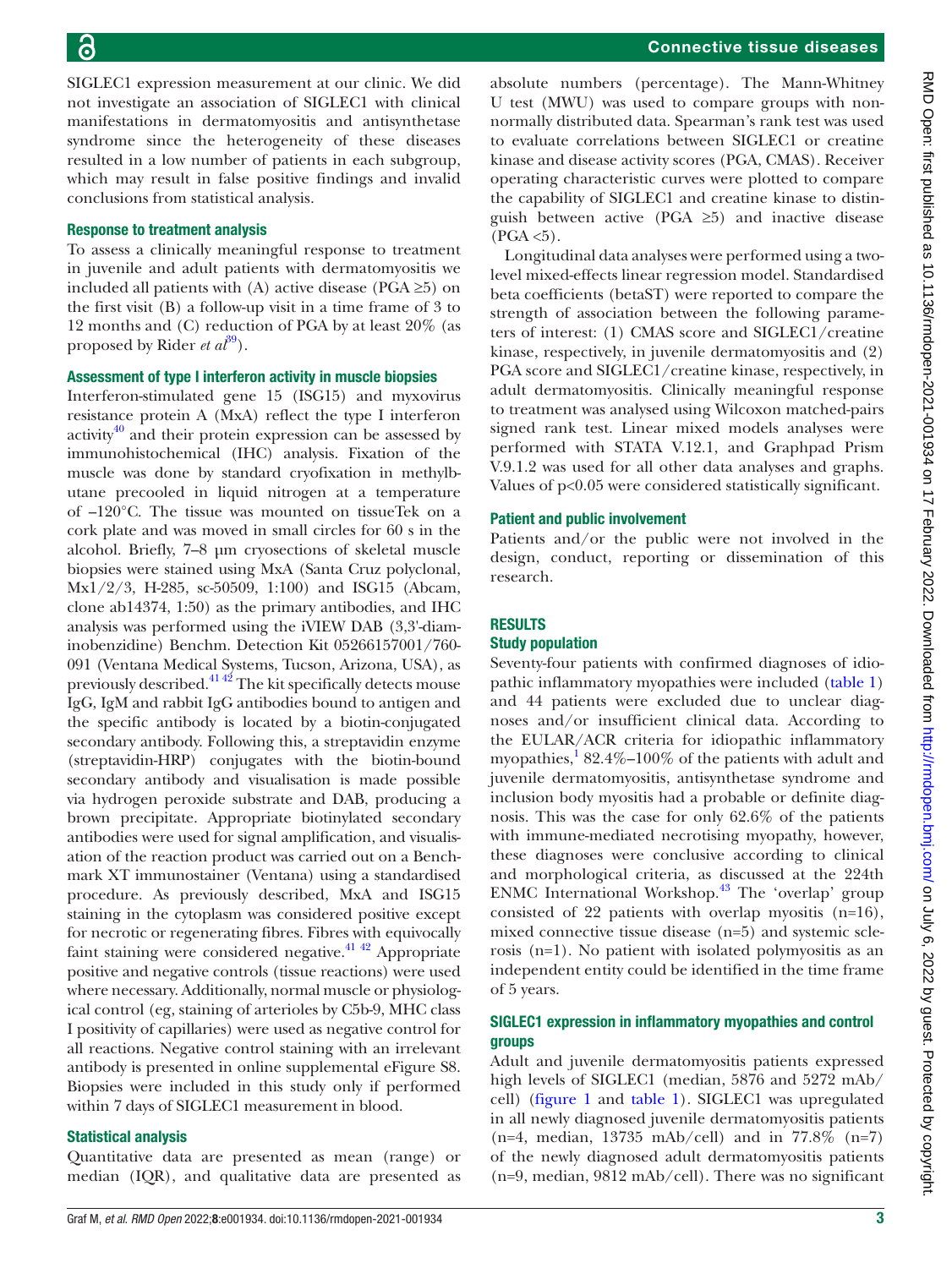SIGLEC1 expression measurement at our clinic. We did not investigate an association of SIGLEC1 with clinical manifestations in dermatomyositis and antisynthetase syndrome since the heterogeneity of these diseases resulted in a low number of patients in each subgroup, which may result in false positive findings and invalid conclusions from statistical analysis.

### Response to treatment analysis

To assess a clinically meaningful response to treatment in juvenile and adult patients with dermatomyositis we included all patients with (A) active disease (PGA ≥5) on the first visit (B) a follow-up visit in a time frame of 3 to 12 months and (C) reduction of PGA by at least 20% (as proposed by Rider *et al*[39]).

### Assessment of type I interferon activity in muscle biopsies

Interferon-stimulated gene 15 (ISG15) and myxovirus resistance protein A (MxA) reflect the type I interferon activity[40] and their protein expression can be assessed by immunohistochemical (IHC) analysis. Fixation of the muscle was done by standard cryofixation in methylbutane precooled in liquid nitrogen at a temperature of −120°C. The tissue was mounted on tissueTek on a cork plate and was moved in small circles for 60 s in the alcohol. Briefly, 7–8 µm cryosections of skeletal muscle biopsies were stained using MxA (Santa Cruz polyclonal, Mx1/2/3, H-285, sc-50509, 1:100) and ISG15 (Abcam, clone ab14374, 1:50) as the primary antibodies, and IHC analysis was performed using the iVIEW DAB (3,3′-diaminobenzidine) Benchm. Detection Kit 05266157001/760-091 (Ventana Medical Systems, Tucson, Arizona, USA), as previously described.[41 42] The kit specifically detects mouse IgG, IgM and rabbit IgG antibodies bound to antigen and the specific antibody is located by a biotin-conjugated secondary antibody. Following this, a streptavidin enzyme (streptavidin-HRP) conjugates with the biotin-bound secondary antibody and visualisation is made possible via hydrogen peroxide substrate and DAB, producing a brown precipitate. Appropriate biotinylated secondary antibodies were used for signal amplification, and visualisation of the reaction product was carried out on a Benchmark XT immunostainer (Ventana) using a standardised procedure. As previously described, MxA and ISG15 staining in the cytoplasm was considered positive except for necrotic or regenerating fibres. Fibres with equivocally faint staining were considered negative.[41 42] Appropriate positive and negative controls (tissue reactions) were used where necessary. Additionally, normal muscle or physiological control (eg, staining of arterioles by C5b-9, MHC class I positivity of capillaries) were used as negative control for all reactions. Negative control staining with an irrelevant antibody is presented in online supplemental eFigure S8. Biopsies were included in this study only if performed within 7 days of SIGLEC1 measurement in blood.

### Statistical analysis

Quantitative data are presented as mean (range) or median (IQR), and qualitative data are presented as absolute numbers (percentage). The Mann-Whitney U test (MWU) was used to compare groups with non-normally distributed data. Spearman's rank test was used to evaluate correlations between SIGLEC1 or creatine kinase and disease activity scores (PGA, CMAS). Receiver operating characteristic curves were plotted to compare the capability of SIGLEC1 and creatine kinase to distinguish between active (PGA ≥5) and inactive disease (PGA <5).

Longitudinal data analyses were performed using a two-level mixed-effects linear regression model. Standardised beta coefficients (betaST) were reported to compare the strength of association between the following parameters of interest: (1) CMAS score and SIGLEC1/creatine kinase, respectively, in juvenile dermatomyositis and (2) PGA score and SIGLEC1/creatine kinase, respectively, in adult dermatomyositis. Clinically meaningful response to treatment was analysed using Wilcoxon matched-pairs signed rank test. Linear mixed models analyses were performed with STATA V.12.1, and Graphpad Prism V.9.1.2 was used for all other data analyses and graphs. Values of p<0.05 were considered statistically significant.

### Patient and public involvement

Patients and/or the public were not involved in the design, conduct, reporting or dissemination of this research.

## RESULTS

### Study population

Seventy-four patients with confirmed diagnoses of idiopathic inflammatory myopathies were included (table 1) and 44 patients were excluded due to unclear diagnoses and/or insufficient clinical data. According to the EULAR/ACR criteria for idiopathic inflammatory myopathies,[1] 82.4%–100% of the patients with adult and juvenile dermatomyositis, antisynthetase syndrome and inclusion body myositis had a probable or definite diagnosis. This was the case for only 62.6% of the patients with immune-mediated necrotising myopathy, however, these diagnoses were conclusive according to clinical and morphological criteria, as discussed at the 224th ENMC International Workshop.[43] The 'overlap' group consisted of 22 patients with overlap myositis (n=16), mixed connective tissue disease (n=5) and systemic sclerosis (n=1). No patient with isolated polymyositis as an independent entity could be identified in the time frame of 5 years.

### SIGLEC1 expression in inflammatory myopathies and control groups

Adult and juvenile dermatomyositis patients expressed high levels of SIGLEC1 (median, 5876 and 5272 mAb/cell) (figure 1 and table 1). SIGLEC1 was upregulated in all newly diagnosed juvenile dermatomyositis patients (n=4, median, 13735 mAb/cell) and in 77.8% (n=7) of the newly diagnosed adult dermatomyositis patients (n=9, median, 9812 mAb/cell). There was no significant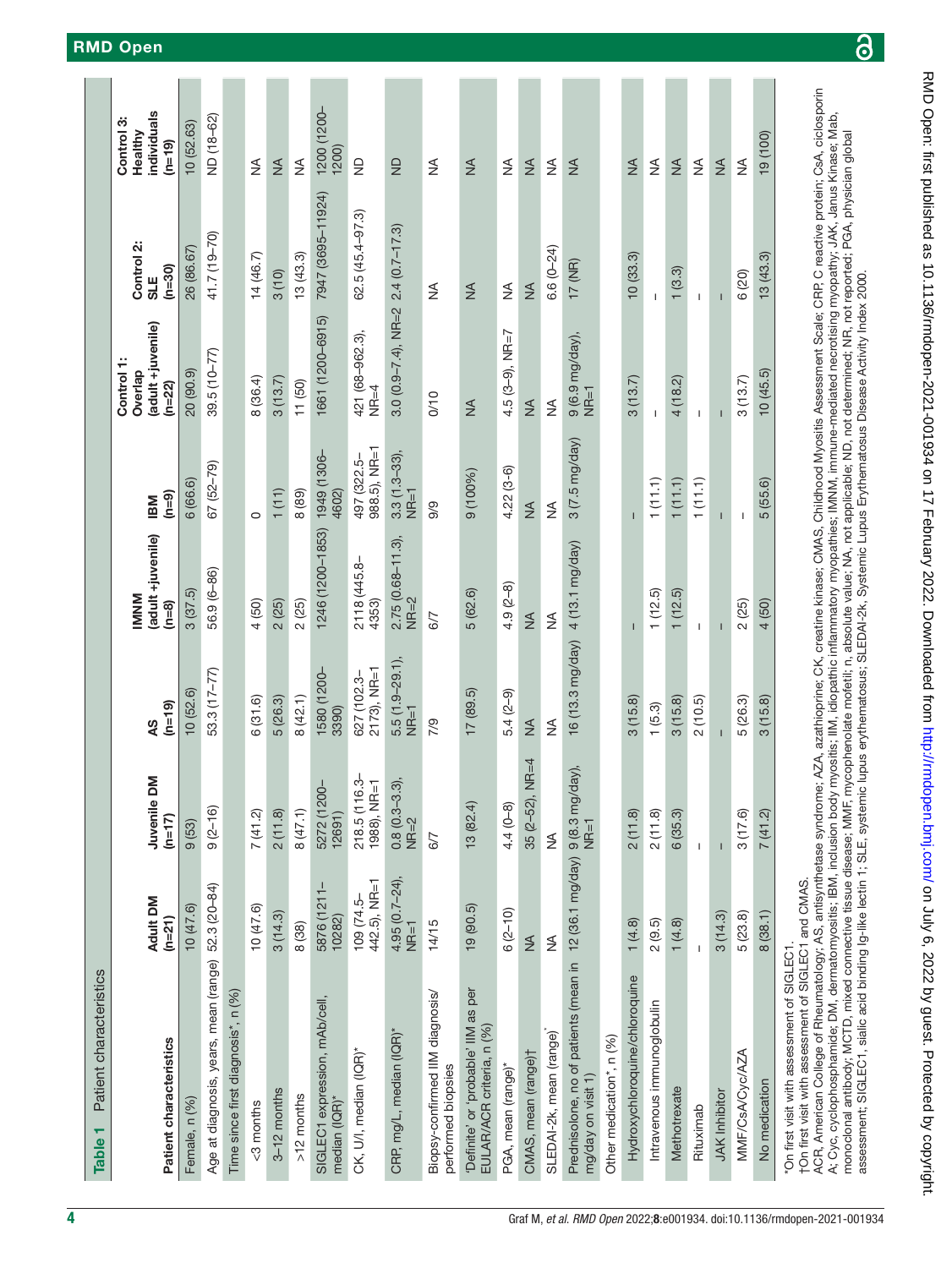**Table 1** Patient characteristics

| Patient characteristics | Adult DM (n=21) | Juvenile DM (n=17) | AS (n=19) | IMNM (adult +juvenile) (n=8) | IBM (n=9) | Control 1: Overlap (adult+juvenile) (n=22) | Control 2: SLE (n=30) | Control 3: Healthy individuals (n=19) |
|---|---|---|---|---|---|---|---|---|
| Female, n (%) | 10 (47.6) | 9 (53) | 10 (52.6) | 3 (37.5) | 6 (66.6) | 20 (90.9) | 26 (86.67) | 10 (52.63) |
| Age at diagnosis, years, mean (range) | 52.3 (20–84) | 9 (2–16) | 53.3 (17–77) | 56.9 (6–86) | 67 (52–79) | 39.5 (10–77) | 41.7 (19–70) | ND (18–62) |
| Time since first diagnosis*, n (%) | | | | | | | | |
| <3 months | 10 (47.6) | 7 (41.2) | 6 (31.6) | 4 (50) | 0 | 8 (36.4) | 14 (46.7) | NA |
| 3–12 months | 3 (14.3) | 2 (11.8) | 5 (26.3) | 2 (25) | 1 (11) | 3 (13.7) | 3 (10) | NA |
| >12 months | 8 (38) | 8 (47.1) | 8 (42.1) | 2 (25) | 8 (89) | 11 (50) | 13 (43.3) | NA |
| SIGLEC1 expression, mAb/cell, median (IQR)* | 5876 (1211–10282) | 5272 (1200–12691) | 1580 (1200–3390) | 1246 (1200–1853) | 1949 (1306–4602) | 1661 (1200–6915) | 7947 (3695–11924) | 1200 (1200–1200) |
| CK, U/l, median (IQR)* | 109 (74.5–442.5), NR=1 | 218.5 (116.3–1988), NR=1 | 627 (102.3–2173), NR=1 | 2118 (445.8–4353) | 497 (322.5–988.5), NR=1 | 421 (68–962.3), NR=4 | 62.5 (45.4–97.3) | ND |
| CRP, mg/L, median (IQR)* | 4.95 (0.7–24), NR=1 | 0.8 (0.3–3.3), NR=2 | 5.5 (1.9–29.1), NR=1 | 2.75 (0.68–11.3), NR=2 | 3.3 (1.3–33), NR=1 | 3.0 (0.9–7.4), NR=2 | 2.4 (0.7–17.3) | ND |
| Biopsy-confirmed IIM diagnosis/ performed biopsies | 14/15 | 6/7 | 7/9 | 6/7 | 9/9 | 0/10 | NA | NA |
| 'Definite' or 'probable' IIM as per EULAR/ACR criteria, n (%) | 19 (90.5) | 13 (82.4) | 17 (89.5) | 5 (62.6) | 9 (100%) | NA | NA | NA |
| PGA, mean (range)* | 6 (2–10) | 4.4 (0–8) | 5.4 (2–9) | 4.9 (2–8) | 4.22 (3-6) | 4.5 (3–9), NR=7 | NA | NA |
| CMAS, mean (range)† | NA | 35 (2–52), NR=4 | NA | NA | NA | NA | NA | NA |
| SLEDAI-2k, mean (range)* | NA | NA | NA | NA | NA | NA | 6.6 (0–24) | NA |
| Prednisolone, no of patients (mean in mg/day on visit 1) | 12 (36.1 mg/day) | 9 (8.3 mg/day), NR=1 | 16 (13.3 mg/day) | 4 (13.1 mg/day) | 3 (7.5 mg/day) | 9 (6.9 mg/day), NR=1 | 17 (NR) | NA |
| Other medication*, n (%) | | | | | | | | |
| Hydroxychloroquine/chloroquine | 1 (4.8) | 2 (11.8) | 3 (15.8) | – | – | 3 (13.7) | 10 (33.3) | NA |
| Intravenous immunoglobulin | 2 (9.5) | 2 (11.8) | 1 (5.3) | 1 (12.5) | 1 (11.1) | – | – | NA |
| Methotrexate | 1 (4.8) | 6 (35.3) | 3 (15.8) | 1 (12.5) | 1 (11.1) | 4 (18.2) | 1 (3.3) | NA |
| Rituximab | – | – | 2 (10.5) | – | 1 (11.1) | – | – | NA |
| JAK Inhibitor | 3 (14.3) | – | – | – | – | – | – | NA |
| MMF/CsA/Cyc/AZA | 5 (23.8) | 3 (17.6) | 5 (26.3) | 2 (25) | – | 3 (13.7) | 6 (20) | NA |
| No medication | 8 (38.1) | 7 (41.2) | 3 (15.8) | 4 (50) | 5 (55.6) | 10 (45.5) | 13 (43.3) | 19 (100) |

*On first visit with assessment of SIGLEC1.
†On first visit with assessment of SIGLEC1 and CMAS.
ACR, American College of Rheumatology; AS, antisynthetase syndrome; AZA, azathioprine; CK, creatine kinase; CMAS, Childhood Myositis Assessment Scale; CRP, C reactive protein; CsA, ciclosporin A; Cyc, cyclophosphamide; DM, dermatomyositis; IBM, inclusion body myositis; IIM, idiopathic inflammatory myopathies; IMNM, immune-mediated necrotising myopathy; JAK, Janus Kinase; Mab, monoclonal antibody; MCTD, mixed connective tissue disease; MMF, mycophenolate mofetil; n, absolute value; NA, not applicable; ND, not determined; NR, not reported; PGA, physician global assessment; SIGLEC1, sialic acid binding Ig-like lectin 1; SLE, systemic lupus erythematosus; SLEDAI-2k, Systemic Lupus Erythematosus Disease Activity Index 2000.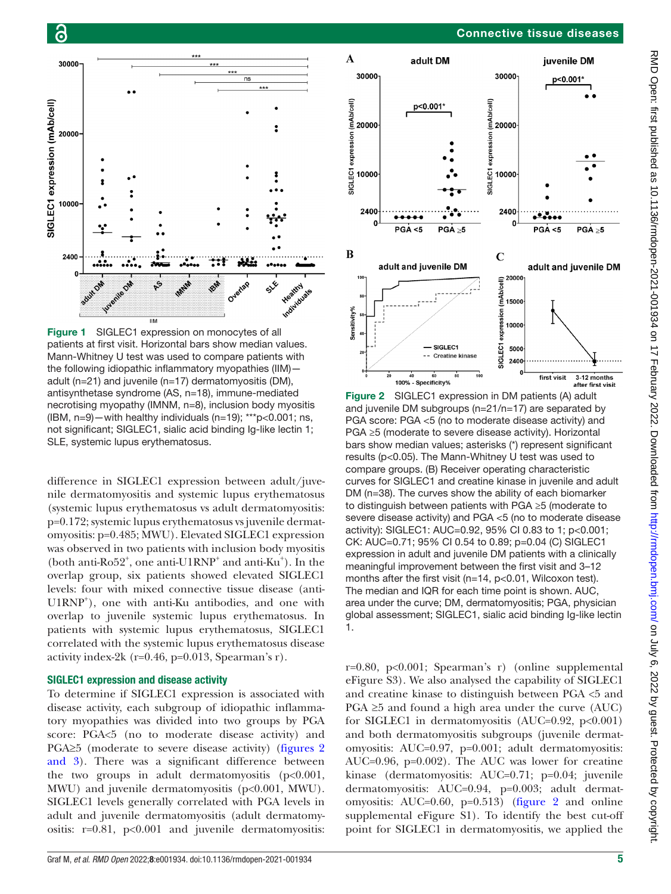Figure 1 SIGLEC1 expression on monocytes of all patients at first visit. Horizontal bars show median values. Mann-Whitney U test was used to compare patients with the following idiopathic inflammatory myopathies (IIM)—adult (n=21) and juvenile (n=17) dermatomyositis (DM), antisynthetase syndrome (AS, n=18), immune-mediated necrotising myopathy (IMNM, n=8), inclusion body myositis (IBM, n=9)—with healthy individuals (n=19); ***p<0.001; ns, not significant; SIGLEC1, sialic acid binding Ig-like lectin 1; SLE, systemic lupus erythematosus.

Figure 2 SIGLEC1 expression in DM patients (A) adult and juvenile DM subgroups (n=21/n=17) are separated by PGA score: PGA <5 (no to moderate disease activity) and PGA ≥5 (moderate to severe disease activity). Horizontal bars show median values; asterisks (*) represent significant results (p<0.05). The Mann-Whitney U test was used to compare groups. (B) Receiver operating characteristic curves for SIGLEC1 and creatine kinase in juvenile and adult DM (n=38). The curves show the ability of each biomarker to distinguish between patients with PGA ≥5 (moderate to severe disease activity) and PGA <5 (no to moderate disease activity): SIGLEC1: AUC=0.92, 95% CI 0.83 to 1; p<0.001; CK: AUC=0.71; 95% CI 0.54 to 0.89; p=0.04 (C) SIGLEC1 expression in adult and juvenile DM patients with a clinically meaningful improvement between the first visit and 3–12 months after the first visit (n=14, p<0.01, Wilcoxon test). The median and IQR for each time point is shown. AUC, area under the curve; DM, dermatomyositis; PGA, physician global assessment; SIGLEC1, sialic acid binding Ig-like lectin 1.

difference in SIGLEC1 expression between adult/juvenile dermatomyositis and systemic lupus erythematosus (systemic lupus erythematosus vs adult dermatomyositis: p=0.172; systemic lupus erythematosus vs juvenile dermatomyositis: p=0.485; MWU). Elevated SIGLEC1 expression was observed in two patients with inclusion body myositis (both anti-Ro52$^{+}$, one anti-U1RNP$^{+}$ and anti-Ku$^{+}$). In the overlap group, six patients showed elevated SIGLEC1 levels: four with mixed connective tissue disease (anti-U1RNP$^{+}$), one with anti-Ku antibodies, and one with overlap to juvenile systemic lupus erythematosus. In patients with systemic lupus erythematosus, SIGLEC1 correlated with the systemic lupus erythematosus disease activity index-2k (r=0.46, p=0.013, Spearman's r).

## SIGLEC1 expression and disease activity

To determine if SIGLEC1 expression is associated with disease activity, each subgroup of idiopathic inflammatory myopathies was divided into two groups by PGA score: PGA<5 (no to moderate disease activity) and PGA≥5 (moderate to severe disease activity) (figures 2 and 3). There was a significant difference between the two groups in adult dermatomyositis (p<0.001, MWU) and juvenile dermatomyositis (p<0.001, MWU). SIGLEC1 levels generally correlated with PGA levels in adult and juvenile dermatomyositis (adult dermatomyositis: r=0.81, p<0.001 and juvenile dermatomyositis: r=0.80, p<0.001; Spearman's r) (online supplemental eFigure S3). We also analysed the capability of SIGLEC1 and creatine kinase to distinguish between PGA <5 and PGA ≥5 and found a high area under the curve (AUC) for SIGLEC1 in dermatomyositis (AUC=0.92, p<0.001) and both dermatomyositis subgroups (juvenile dermatomyositis: AUC=0.97, p=0.001; adult dermatomyositis: AUC=0.96, p=0.002). The AUC was lower for creatine kinase (dermatomyositis: AUC=0.71; p=0.04; juvenile dermatomyositis: AUC=0.94, p=0.003; adult dermatomyositis: AUC=0.60, p=0.513) (figure 2 and online supplemental eFigure S1). To identify the best cut-off point for SIGLEC1 in dermatomyositis, we applied the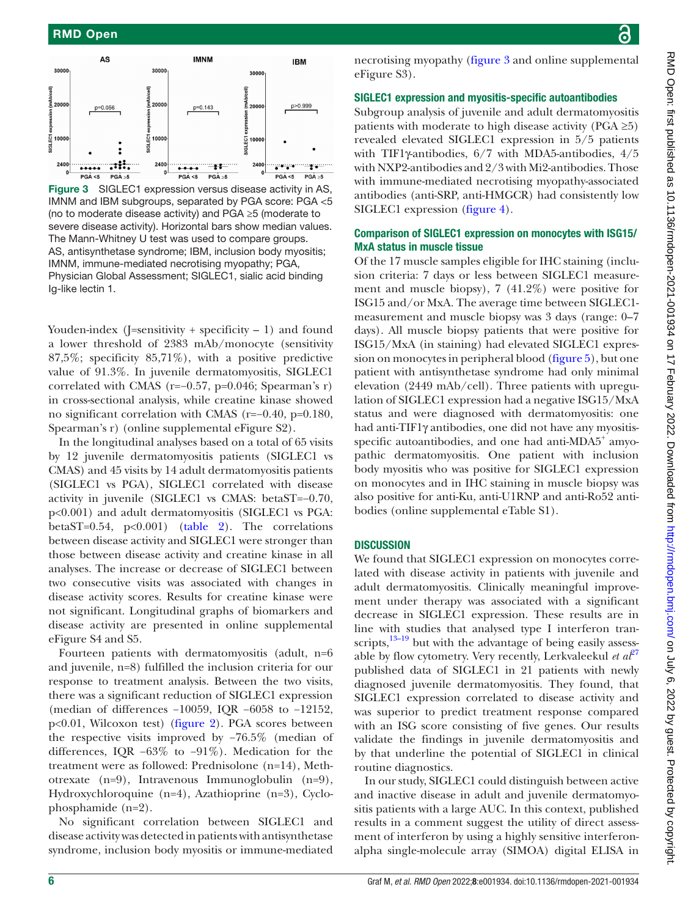Figure 3 SIGLEC1 expression versus disease activity in AS, IMNM and IBM subgroups, separated by PGA score: PGA <5 (no to moderate disease activity) and PGA ≥5 (moderate to severe disease activity). Horizontal bars show median values. The Mann-Whitney U test was used to compare groups. AS, antisynthetase syndrome; IBM, inclusion body myositis; IMNM, immune-mediated necrotising myopathy; PGA, Physician Global Assessment; SIGLEC1, sialic acid binding Ig-like lectin 1.

Youden-index (J=sensitivity + specificity − 1) and found a lower threshold of 2383 mAb/monocyte (sensitivity 87,5%; specificity 85,71%), with a positive predictive value of 91.3%. In juvenile dermatomyositis, SIGLEC1 correlated with CMAS (r=−0.57, p=0.046; Spearman's r) in cross-sectional analysis, while creatine kinase showed no significant correlation with CMAS (r=−0.40, p=0.180, Spearman's r) (online supplemental eFigure S2).

In the longitudinal analyses based on a total of 65 visits by 12 juvenile dermatomyositis patients (SIGLEC1 vs CMAS) and 45 visits by 14 adult dermatomyositis patients (SIGLEC1 vs PGA), SIGLEC1 correlated with disease activity in juvenile (SIGLEC1 vs CMAS: betaST=−0.70, p<0.001) and adult dermatomyositis (SIGLEC1 vs PGA: betaST=0.54, p<0.001) (table 2). The correlations between disease activity and SIGLEC1 were stronger than those between disease activity and creatine kinase in all analyses. The increase or decrease of SIGLEC1 between two consecutive visits was associated with changes in disease activity scores. Results for creatine kinase were not significant. Longitudinal graphs of biomarkers and disease activity are presented in online supplemental eFigure S4 and S5.

Fourteen patients with dermatomyositis (adult, n=6 and juvenile, n=8) fulfilled the inclusion criteria for our response to treatment analysis. Between the two visits, there was a significant reduction of SIGLEC1 expression (median of differences −10059, IQR −6058 to −12152, p<0.01, Wilcoxon test) (figure 2). PGA scores between the respective visits improved by −76.5% (median of differences, IQR −63% to −91%). Medication for the treatment were as followed: Prednisolone (n=14), Methotrexate (n=9), Intravenous Immunoglobulin (n=9), Hydroxychloroquine (n=4), Azathioprine (n=3), Cyclophosphamide (n=2).

No significant correlation between SIGLEC1 and disease activity was detected in patients with antisynthetase syndrome, inclusion body myositis or immune-mediated necrotising myopathy (figure 3 and online supplemental eFigure S3).

### SIGLEC1 expression and myositis-specific autoantibodies

Subgroup analysis of juvenile and adult dermatomyositis patients with moderate to high disease activity (PGA ≥5) revealed elevated SIGLEC1 expression in 5/5 patients with TIF1γ-antibodies, 6/7 with MDA5-antibodies, 4/5 with NXP2-antibodies and 2/3 with Mi2-antibodies. Those with immune-mediated necrotising myopathy-associated antibodies (anti-SRP, anti-HMGCR) had consistently low SIGLEC1 expression (figure 4).

### Comparison of SIGLEC1 expression on monocytes with ISG15/MxA status in muscle tissue

Of the 17 muscle samples eligible for IHC staining (inclusion criteria: 7 days or less between SIGLEC1 measurement and muscle biopsy), 7 (41.2%) were positive for ISG15 and/or MxA. The average time between SIGLEC1-measurement and muscle biopsy was 3 days (range: 0–7 days). All muscle biopsy patients that were positive for ISG15/MxA (in staining) had elevated SIGLEC1 expression on monocytes in peripheral blood (figure 5), but one patient with antisynthetase syndrome had only minimal elevation (2449 mAb/cell). Three patients with upregulation of SIGLEC1 expression had a negative ISG15/MxA status and were diagnosed with dermatomyositis: one had anti-TIF1γ antibodies, one did not have any myositis-specific autoantibodies, and one had anti-MDA5⁺ amyopathic dermatomyositis. One patient with inclusion body myositis who was positive for SIGLEC1 expression on monocytes and in IHC staining in muscle biopsy was also positive for anti-Ku, anti-U1RNP and anti-Ro52 antibodies (online supplemental eTable S1).

## DISCUSSION

We found that SIGLEC1 expression on monocytes correlated with disease activity in patients with juvenile and adult dermatomyositis. Clinically meaningful improvement under therapy was associated with a significant decrease in SIGLEC1 expression. These results are in line with studies that analysed type I interferon transcripts,[13–19] but with the advantage of being easily assessable by flow cytometry. Very recently, Lerkvaleekul *et al*[27] published data of SIGLEC1 in 21 patients with newly diagnosed juvenile dermatomyositis. They found, that SIGLEC1 expression correlated to disease activity and was superior to predict treatment response compared with an ISG score consisting of five genes. Our results validate the findings in juvenile dermatomyositis and by that underline the potential of SIGLEC1 in clinical routine diagnostics.

In our study, SIGLEC1 could distinguish between active and inactive disease in adult and juvenile dermatomyositis patients with a large AUC. In this context, published results in a comment suggest the utility of direct assessment of interferon by using a highly sensitive interferon-alpha single-molecule array (SIMOA) digital ELISA in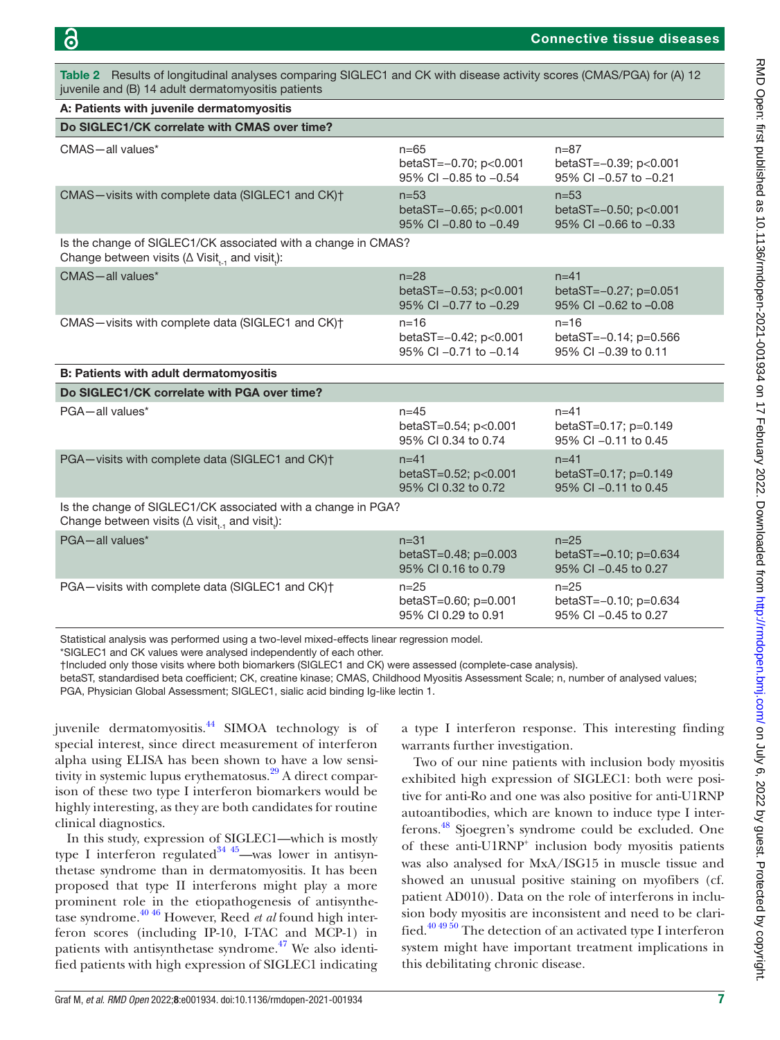Table 2 Results of longitudinal analyses comparing SIGLEC1 and CK with disease activity scores (CMAS/PGA) for (A) 12 juvenile and (B) 14 adult dermatomyositis patients

| | | |
|---|---|---|
| **A: Patients with juvenile dermatomyositis** | | |
| **Do SIGLEC1/CK correlate with CMAS over time?** | | |
| CMAS—all values* | n=65<br>betaST=−0.70; p<0.001<br>95% CI −0.85 to −0.54 | n=87<br>betaST=−0.39; p<0.001<br>95% CI −0.57 to −0.21 |
| CMAS—visits with complete data (SIGLEC1 and CK)† | n=53<br>betaST=−0.65; p<0.001<br>95% CI −0.80 to −0.49 | n=53<br>betaST=−0.50; p<0.001<br>95% CI −0.66 to −0.33 |
| Is the change of SIGLEC1/CK associated with a change in CMAS?<br>Change between visits (Δ $\text{Visit}_{t-1}$ and $\text{visit}_t$): | | |
| CMAS—all values* | n=28<br>betaST=−0.53; p<0.001<br>95% CI −0.77 to −0.29 | n=41<br>betaST=−0.27; p=0.051<br>95% CI −0.62 to −0.08 |
| CMAS—visits with complete data (SIGLEC1 and CK)† | n=16<br>betaST=−0.42; p<0.001<br>95% CI −0.71 to −0.14 | n=16<br>betaST=−0.14; p=0.566<br>95% CI −0.39 to 0.11 |
| **B: Patients with adult dermatomyositis** | | |
| **Do SIGLEC1/CK correlate with PGA over time?** | | |
| PGA—all values* | n=45<br>betaST=0.54; p<0.001<br>95% CI 0.34 to 0.74 | n=41<br>betaST=0.17; p=0.149<br>95% CI −0.11 to 0.45 |
| PGA—visits with complete data (SIGLEC1 and CK)† | n=41<br>betaST=0.52; p<0.001<br>95% CI 0.32 to 0.72 | n=41<br>betaST=0.17; p=0.149<br>95% CI −0.11 to 0.45 |
| Is the change of SIGLEC1/CK associated with a change in PGA?<br>Change between visits (Δ $\text{visit}_{t-1}$ and $\text{visit}_t$): | | |
| PGA—all values* | n=31<br>betaST=0.48; p=0.003<br>95% CI 0.16 to 0.79 | n=25<br>betaST=−0.10; p=0.634<br>95% CI −0.45 to 0.27 |
| PGA—visits with complete data (SIGLEC1 and CK)† | n=25<br>betaST=0.60; p=0.001<br>95% CI 0.29 to 0.91 | n=25<br>betaST=−0.10; p=0.634<br>95% CI −0.45 to 0.27 |

Statistical analysis was performed using a two-level mixed-effects linear regression model.
*SIGLEC1 and CK values were analysed independently of each other.
†Included only those visits where both biomarkers (SIGLEC1 and CK) were assessed (complete-case analysis).
betaST, standardised beta coefficient; CK, creatine kinase; CMAS, Childhood Myositis Assessment Scale; n, number of analysed values; PGA, Physician Global Assessment; SIGLEC1, sialic acid binding Ig-like lectin 1.

juvenile dermatomyositis.[44] SIMOA technology is of special interest, since direct measurement of interferon alpha using ELISA has been shown to have a low sensitivity in systemic lupus erythematosus.[29] A direct comparison of these two type I interferon biomarkers would be highly interesting, as they are both candidates for routine clinical diagnostics.

In this study, expression of SIGLEC1—which is mostly type I interferon regulated[34 45]—was lower in antisynthetase syndrome than in dermatomyositis. It has been proposed that type II interferons might play a more prominent role in the etiopathogenesis of antisynthetase syndrome.[40 46] However, Reed *et al* found high interferon scores (including IP-10, I-TAC and MCP-1) in patients with antisynthetase syndrome.[47] We also identified patients with high expression of SIGLEC1 indicating a type I interferon response. This interesting finding warrants further investigation.

Two of our nine patients with inclusion body myositis exhibited high expression of SIGLEC1: both were positive for anti-Ro and one was also positive for anti-U1RNP autoantibodies, which are known to induce type I interferons.[48] Sjoegren's syndrome could be excluded. One of these anti-U1RNP$^+$ inclusion body myositis patients was also analysed for MxA/ISG15 in muscle tissue and showed an unusual positive staining on myofibers (cf. patient AD010). Data on the role of interferons in inclusion body myositis are inconsistent and need to be clarified.[40 49 50] The detection of an activated type I interferon system might have important treatment implications in this debilitating chronic disease.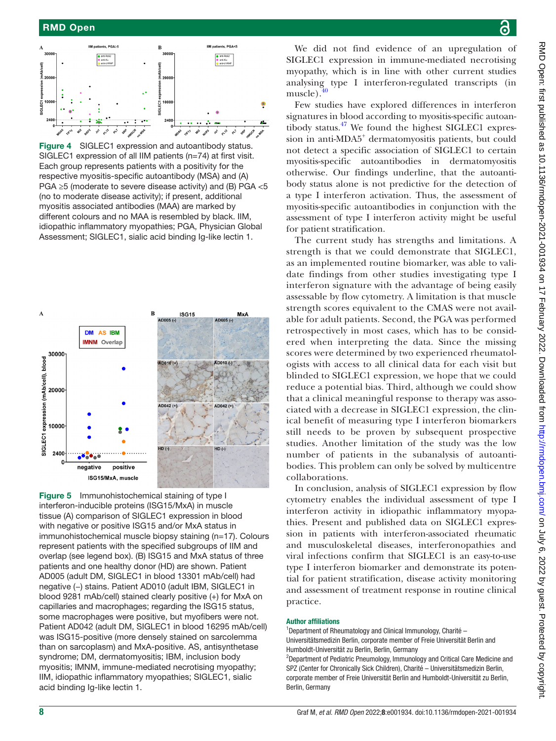Figure 4 SIGLEC1 expression and autoantibody status. SIGLEC1 expression of all IIM patients (n=74) at first visit. Each group represents patients with a positivity for the respective myositis-specific autoantibody (MSA) and (A) PGA ≥5 (moderate to severe disease activity) and (B) PGA <5 (no to moderate disease activity); if present, additional myositis associated antibodies (MAA) are marked by different colours and no MAA is resembled by black. IIM, idiopathic inflammatory myopathies; PGA, Physician Global Assessment; SIGLEC1, sialic acid binding Ig-like lectin 1.

Figure 5 Immunohistochemical staining of type I interferon-inducible proteins (ISG15/MxA) in muscle tissue (A) comparison of SIGLEC1 expression in blood with negative or positive ISG15 and/or MxA status in immunohistochemical muscle biopsy staining (n=17). Colours represent patients with the specified subgroups of IIM and overlap (see legend box). (B) ISG15 and MxA status of three patients and one healthy donor (HD) are shown. Patient AD005 (adult DM, SIGLEC1 in blood 13301 mAb/cell) had negative (–) stains. Patient AD010 (adult IBM, SIGLEC1 in blood 9281 mAb/cell) stained clearly positive (+) for MxA on capillaries and macrophages; regarding the ISG15 status, some macrophages were positive, but myofibers were not. Patient AD042 (adult DM, SIGLEC1 in blood 16295 mAb/cell) was ISG15-positive (more densely stained on sarcolemma than on sarcoplasm) and MxA-positive. AS, antisynthetase syndrome; DM, dermatomyositis; IBM, inclusion body myositis; IMNM, immune-mediated necrotising myopathy; IIM, idiopathic inflammatory myopathies; SIGLEC1, sialic acid binding Ig-like lectin 1.

We did not find evidence of an upregulation of SIGLEC1 expression in immune-mediated necrotising myopathy, which is in line with other current studies analysing type I interferon-regulated transcripts (in muscle).[40]

Few studies have explored differences in interferon signatures in blood according to myositis-specific autoantibody status.[47] We found the highest SIGLEC1 expression in anti-MDA5$^{+}$ dermatomyositis patients, but could not detect a specific association of SIGLEC1 to certain myositis-specific autoantibodies in dermatomyositis otherwise. Our findings underline, that the autoantibody status alone is not predictive for the detection of a type I interferon activation. Thus, the assessment of myositis-specific autoantibodies in conjunction with the assessment of type I interferon activity might be useful for patient stratification.

The current study has strengths and limitations. A strength is that we could demonstrate that SIGLEC1, as an implemented routine biomarker, was able to validate findings from other studies investigating type I interferon signature with the advantage of being easily assessable by flow cytometry. A limitation is that muscle strength scores equivalent to the CMAS were not available for adult patients. Second, the PGA was performed retrospectively in most cases, which has to be considered when interpreting the data. Since the missing scores were determined by two experienced rheumatologists with access to all clinical data for each visit but blinded to SIGLEC1 expression, we hope that we could reduce a potential bias. Third, although we could show that a clinical meaningful response to therapy was associated with a decrease in SIGLEC1 expression, the clinical benefit of measuring type I interferon biomarkers still needs to be proven by subsequent prospective studies. Another limitation of the study was the low number of patients in the subanalysis of autoantibodies. This problem can only be solved by multicentre collaborations.

In conclusion, analysis of SIGLEC1 expression by flow cytometry enables the individual assessment of type I interferon activity in idiopathic inflammatory myopathies. Present and published data on SIGLEC1 expression in patients with interferon-associated rheumatic and musculoskeletal diseases, interferonopathies and viral infections confirm that SIGLEC1 is an easy-to-use type I interferon biomarker and demonstrate its potential for patient stratification, disease activity monitoring and assessment of treatment response in routine clinical practice.

### Author affiliations

[1]Department of Rheumatology and Clinical Immunology, Charité – Universitätsmedizin Berlin, corporate member of Freie Universität Berlin and Humboldt-Universität zu Berlin, Berlin, Germany
[2]Department of Pediatric Pneumology, Immunology and Critical Care Medicine and SPZ (Center for Chronically Sick Children), Charité – Universitätsmedizin Berlin, corporate member of Freie Universität Berlin and Humboldt-Universität zu Berlin, Berlin, Germany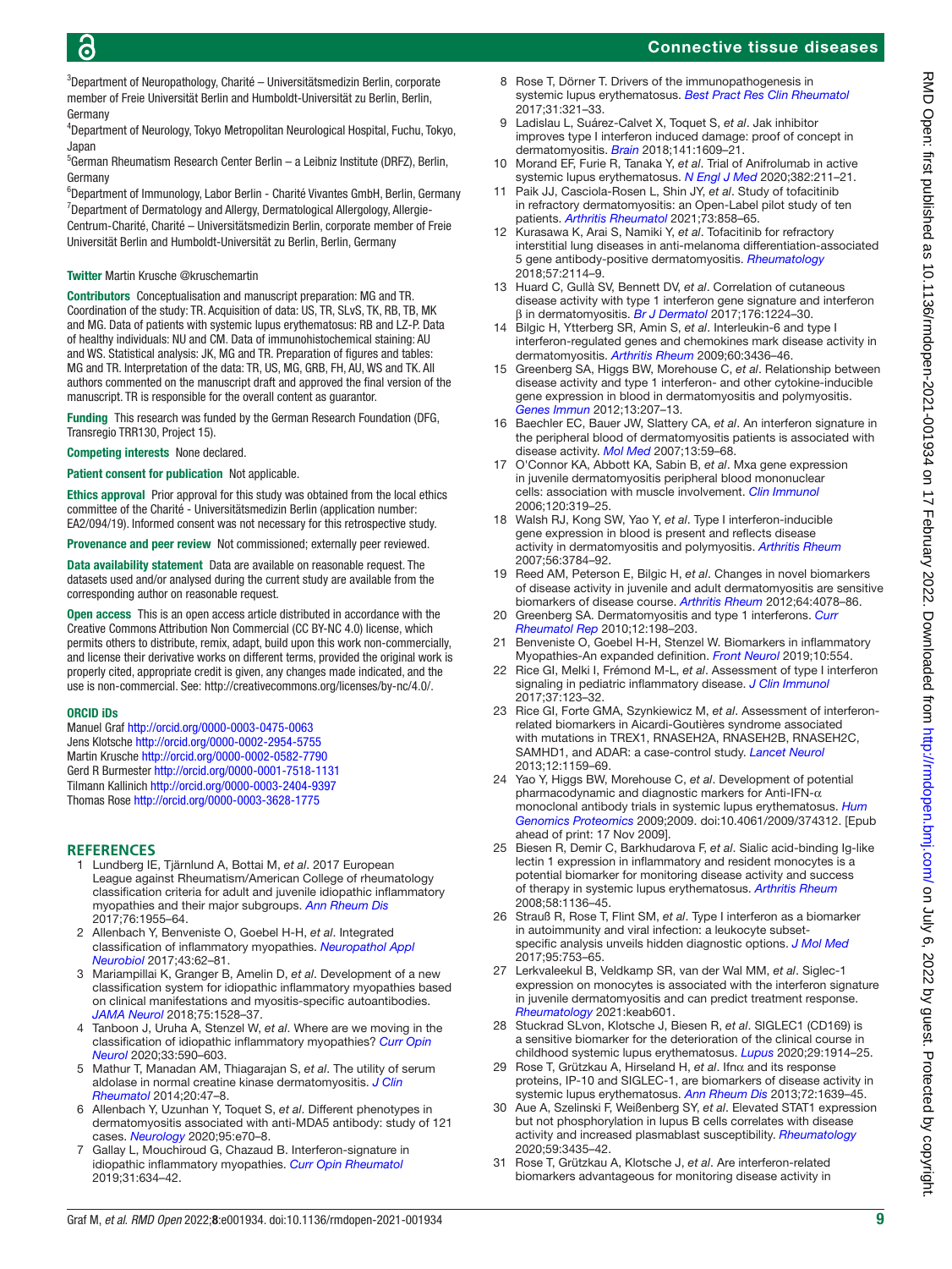[3]Department of Neuropathology, Charité – Universitätsmedizin Berlin, corporate member of Freie Universität Berlin and Humboldt-Universität zu Berlin, Berlin, Germany

[4]Department of Neurology, Tokyo Metropolitan Neurological Hospital, Fuchu, Tokyo, Japan

[5]German Rheumatism Research Center Berlin – a Leibniz Institute (DRFZ), Berlin, Germany

[6]Department of Immunology, Labor Berlin - Charité Vivantes GmbH, Berlin, Germany

[7]Department of Dermatology and Allergy, Dermatological Allergology, Allergie-Centrum-Charité, Charité – Universitätsmedizin Berlin, corporate member of Freie Universität Berlin and Humboldt-Universität zu Berlin, Berlin, Germany

**Twitter** Martin Krusche @kruschemartin

**Contributors** Conceptualisation and manuscript preparation: MG and TR. Coordination of the study: TR. Acquisition of data: US, TR, SLvS, TK, RB, TB, MK and MG. Data of patients with systemic lupus erythematosus: RB and LZ-P. Data of healthy individuals: NU and CM. Data of immunohistochemical staining: AU and WS. Statistical analysis: JK, MG and TR. Preparation of figures and tables: MG and TR. Interpretation of the data: TR, US, MG, GRB, FH, AU, WS and TK. All authors commented on the manuscript draft and approved the final version of the manuscript. TR is responsible for the overall content as guarantor.

**Funding** This research was funded by the German Research Foundation (DFG, Transregio TRR130, Project 15).

**Competing interests** None declared.

**Patient consent for publication** Not applicable.

**Ethics approval** Prior approval for this study was obtained from the local ethics committee of the Charité - Universitätsmedizin Berlin (application number: EA2/094/19). Informed consent was not necessary for this retrospective study.

**Provenance and peer review** Not commissioned; externally peer reviewed.

**Data availability statement** Data are available on reasonable request. The datasets used and/or analysed during the current study are available from the corresponding author on reasonable request.

**Open access** This is an open access article distributed in accordance with the Creative Commons Attribution Non Commercial (CC BY-NC 4.0) license, which permits others to distribute, remix, adapt, build upon this work non-commercially, and license their derivative works on different terms, provided the original work is properly cited, appropriate credit is given, any changes made indicated, and the use is non-commercial. See: http://creativecommons.org/licenses/by-nc/4.0/.

**ORCID iDs**

Manuel Graf http://orcid.org/0000-0003-0475-0063
Jens Klotsche http://orcid.org/0000-0002-2954-5755
Martin Krusche http://orcid.org/0000-0002-0582-7790
Gerd R Burmester http://orcid.org/0000-0001-7518-1131
Tilmann Kallinich http://orcid.org/0000-0003-2404-9397
Thomas Rose http://orcid.org/0000-0003-3628-1775

## REFERENCES

1. Lundberg IE, Tjärnlund A, Bottai M, *et al*. 2017 European League against Rheumatism/American College of rheumatology classification criteria for adult and juvenile idiopathic inflammatory myopathies and their major subgroups. *Ann Rheum Dis* 2017;76:1955–64.
2. Allenbach Y, Benveniste O, Goebel H-H, *et al*. Integrated classification of inflammatory myopathies. *Neuropathol Appl Neurobiol* 2017;43:62–81.
3. Mariampillai K, Granger B, Amelin D, *et al*. Development of a new classification system for idiopathic inflammatory myopathies based on clinical manifestations and myositis-specific autoantibodies. *JAMA Neurol* 2018;75:1528–37.
4. Tanboon J, Uruha A, Stenzel W, *et al*. Where are we moving in the classification of idiopathic inflammatory myopathies? *Curr Opin Neurol* 2020;33:590–603.
5. Mathur T, Manadan AM, Thiagarajan S, *et al*. The utility of serum aldolase in normal creatine kinase dermatomyositis. *J Clin Rheumatol* 2014;20:47–8.
6. Allenbach Y, Uzunhan Y, Toquet S, *et al*. Different phenotypes in dermatomyositis associated with anti-MDA5 antibody: study of 121 cases. *Neurology* 2020;95:e70–8.
7. Gallay L, Mouchiroud G, Chazaud B. Interferon-signature in idiopathic inflammatory myopathies. *Curr Opin Rheumatol* 2019;31:634–42.
8. Rose T, Dörner T. Drivers of the immunopathogenesis in systemic lupus erythematosus. *Best Pract Res Clin Rheumatol* 2017;31:321–33.
9. Ladislau L, Suárez-Calvet X, Toquet S, *et al*. Jak inhibitor improves type I interferon induced damage: proof of concept in dermatomyositis. *Brain* 2018;141:1609–21.
10. Morand EF, Furie R, Tanaka Y, *et al*. Trial of Anifrolumab in active systemic lupus erythematosus. *N Engl J Med* 2020;382:211–21.
11. Paik JJ, Casciola-Rosen L, Shin JY, *et al*. Study of tofacitinib in refractory dermatomyositis: an Open-Label pilot study of ten patients. *Arthritis Rheumatol* 2021;73:858–65.
12. Kurasawa K, Arai S, Namiki Y, *et al*. Tofacitinib for refractory interstitial lung diseases in anti-melanoma differentiation-associated 5 gene antibody-positive dermatomyositis. *Rheumatology* 2018;57:2114–9.
13. Huard C, Gullà SV, Bennett DV, *et al*. Correlation of cutaneous disease activity with type 1 interferon gene signature and interferon β in dermatomyositis. *Br J Dermatol* 2017;176:1224–30.
14. Bilgic H, Ytterberg SR, Amin S, *et al*. Interleukin-6 and type I interferon-regulated genes and chemokines mark disease activity in dermatomyositis. *Arthritis Rheum* 2009;60:3436–46.
15. Greenberg SA, Higgs BW, Morehouse C, *et al*. Relationship between disease activity and type 1 interferon- and other cytokine-inducible gene expression in blood in dermatomyositis and polymyositis. *Genes Immun* 2012;13:207–13.
16. Baechler EC, Bauer JW, Slattery CA, *et al*. An interferon signature in the peripheral blood of dermatomyositis patients is associated with disease activity. *Mol Med* 2007;13:59–68.
17. O'Connor KA, Abbott KA, Sabin B, *et al*. Mxa gene expression in juvenile dermatomyositis peripheral blood mononuclear cells: association with muscle involvement. *Clin Immunol* 2006;120:319–25.
18. Walsh RJ, Kong SW, Yao Y, *et al*. Type I interferon-inducible gene expression in blood is present and reflects disease activity in dermatomyositis and polymyositis. *Arthritis Rheum* 2007;56:3784–92.
19. Reed AM, Peterson E, Bilgic H, *et al*. Changes in novel biomarkers of disease activity in juvenile and adult dermatomyositis are sensitive biomarkers of disease course. *Arthritis Rheum* 2012;64:4078–86.
20. Greenberg SA. Dermatomyositis and type 1 interferons. *Curr Rheumatol Rep* 2010;12:198–203.
21. Benveniste O, Goebel H-H, Stenzel W. Biomarkers in inflammatory Myopathies-An expanded definition. *Front Neurol* 2019;10:554.
22. Rice GI, Melki I, Frémond M-L, *et al*. Assessment of type I interferon signaling in pediatric inflammatory disease. *J Clin Immunol* 2017;37:123–32.
23. Rice GI, Forte GMA, Szynkiewicz M, *et al*. Assessment of interferon-related biomarkers in Aicardi-Goutières syndrome associated with mutations in TREX1, RNASEH2A, RNASEH2B, RNASEH2C, SAMHD1, and ADAR: a case-control study. *Lancet Neurol* 2013;12:1159–69.
24. Yao Y, Higgs BW, Morehouse C, *et al*. Development of potential pharmacodynamic and diagnostic markers for Anti-IFN-α monoclonal antibody trials in systemic lupus erythematosus. *Hum Genomics Proteomics* 2009;2009. doi:10.4061/2009/374312. [Epub ahead of print: 17 Nov 2009].
25. Biesen R, Demir C, Barkhudarova F, *et al*. Sialic acid-binding Ig-like lectin 1 expression in inflammatory and resident monocytes is a potential biomarker for monitoring disease activity and success of therapy in systemic lupus erythematosus. *Arthritis Rheum* 2008;58:1136–45.
26. Strauß R, Rose T, Flint SM, *et al*. Type I interferon as a biomarker in autoimmunity and viral infection: a leukocyte subset-specific analysis unveils hidden diagnostic options. *J Mol Med* 2017;95:753–65.
27. Lerkvaleekul B, Veldkamp SR, van der Wal MM, *et al*. Siglec-1 expression on monocytes is associated with the interferon signature in juvenile dermatomyositis and can predict treatment response. *Rheumatology* 2021:keab601.
28. Stuckrad SLvon, Klotsche J, Biesen R, *et al*. SIGLEC1 (CD169) is a sensitive biomarker for the deterioration of the clinical course in childhood systemic lupus erythematosus. *Lupus* 2020;29:1914–25.
29. Rose T, Grützkau A, Hirseland H, *et al*. Ifnα and its response proteins, IP-10 and SIGLEC-1, are biomarkers of disease activity in systemic lupus erythematosus. *Ann Rheum Dis* 2013;72:1639–45.
30. Aue A, Szelinski F, Weißenberg SY, *et al*. Elevated STAT1 expression but not phosphorylation in lupus B cells correlates with disease activity and increased plasmablast susceptibility. *Rheumatology* 2020;59:3435–42.
31. Rose T, Grützkau A, Klotsche J, *et al*. Are interferon-related biomarkers advantageous for monitoring disease activity in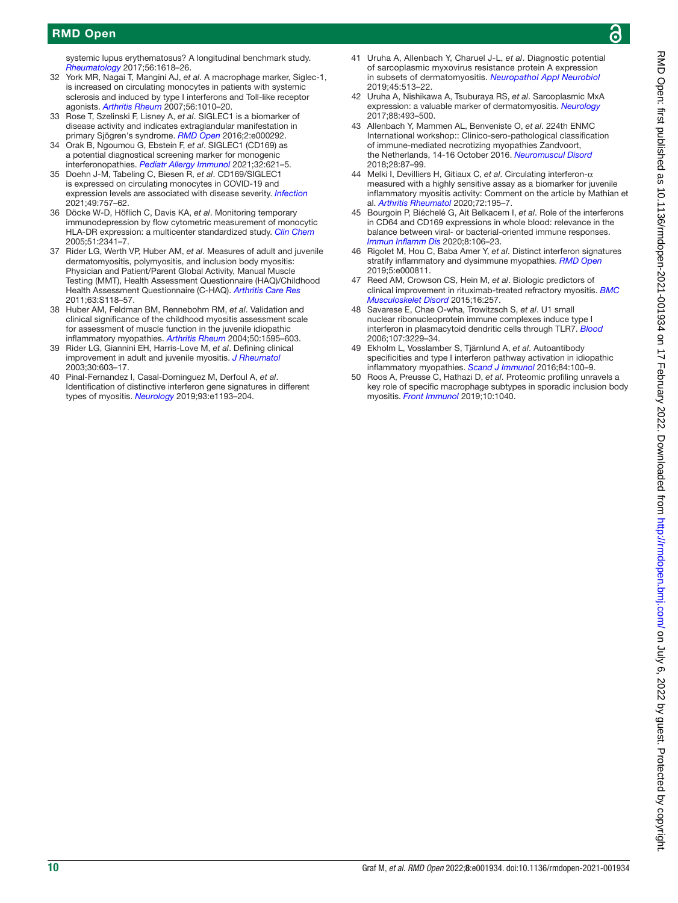systemic lupus erythematosus? A longitudinal benchmark study. *Rheumatology* 2017;56:1618–26.

32 York MR, Nagai T, Mangini AJ, *et al*. A macrophage marker, Siglec-1, is increased on circulating monocytes in patients with systemic sclerosis and induced by type I interferons and Toll-like receptor agonists. *Arthritis Rheum* 2007;56:1010–20.

33 Rose T, Szelinski F, Lisney A, *et al*. SIGLEC1 is a biomarker of disease activity and indicates extraglandular manifestation in primary Sjögren's syndrome. *RMD Open* 2016;2:e000292.

34 Orak B, Ngoumou G, Ebstein F, *et al*. SIGLEC1 (CD169) as a potential diagnostical screening marker for monogenic interferonopathies. *Pediatr Allergy Immunol* 2021;32:621–5.

35 Doehn J-M, Tabeling C, Biesen R, *et al*. CD169/SIGLEC1 is expressed on circulating monocytes in COVID-19 and expression levels are associated with disease severity. *Infection* 2021;49:757–62.

36 Döcke W-D, Höflich C, Davis KA, *et al*. Monitoring temporary immunodepression by flow cytometric measurement of monocytic HLA-DR expression: a multicenter standardized study. *Clin Chem* 2005;51:2341–7.

37 Rider LG, Werth VP, Huber AM, *et al*. Measures of adult and juvenile dermatomyositis, polymyositis, and inclusion body myositis: Physician and Patient/Parent Global Activity, Manual Muscle Testing (MMT), Health Assessment Questionnaire (HAQ)/Childhood Health Assessment Questionnaire (C-HAQ). *Arthritis Care Res* 2011;63:S118–57.

38 Huber AM, Feldman BM, Rennebohm RM, *et al*. Validation and clinical significance of the childhood myositis assessment scale for assessment of muscle function in the juvenile idiopathic inflammatory myopathies. *Arthritis Rheum* 2004;50:1595–603.

39 Rider LG, Giannini EH, Harris-Love M, *et al*. Defining clinical improvement in adult and juvenile myositis. *J Rheumatol* 2003;30:603–17.

40 Pinal-Fernandez I, Casal-Dominguez M, Derfoul A, *et al*. Identification of distinctive interferon gene signatures in different types of myositis. *Neurology* 2019;93:e1193–204.

41 Uruha A, Allenbach Y, Charuel J-L, *et al*. Diagnostic potential of sarcoplasmic myxovirus resistance protein A expression in subsets of dermatomyositis. *Neuropathol Appl Neurobiol* 2019;45:513–22.

42 Uruha A, Nishikawa A, Tsuburaya RS, *et al*. Sarcoplasmic MxA expression: a valuable marker of dermatomyositis. *Neurology* 2017;88:493–500.

43 Allenbach Y, Mammen AL, Benveniste O, *et al*. 224th ENMC International workshop:: Clinico-sero-pathological classification of immune-mediated necrotizing myopathies Zandvoort, the Netherlands, 14-16 October 2016. *Neuromuscul Disord* 2018;28:87–99.

44 Melki I, Devilliers H, Gitiaux C, *et al*. Circulating interferon-α measured with a highly sensitive assay as a biomarker for juvenile inflammatory myositis activity: Comment on the article by Mathian et al. *Arthritis Rheumatol* 2020;72:195–7.

45 Bourgoin P, Biéchelé G, Ait Belkacem I, *et al*. Role of the interferons in CD64 and CD169 expressions in whole blood: relevance in the balance between viral- or bacterial-oriented immune responses. *Immun Inflamm Dis* 2020;8:106–23.

46 Rigolet M, Hou C, Baba Amer Y, *et al*. Distinct interferon signatures stratify inflammatory and dysimmune myopathies. *RMD Open* 2019;5:e000811.

47 Reed AM, Crowson CS, Hein M, *et al*. Biologic predictors of clinical improvement in rituximab-treated refractory myositis. *BMC Musculoskelet Disord* 2015;16:257.

48 Savarese E, Chae O-wha, Trowitzsch S, *et al*. U1 small nuclear ribonucleoprotein immune complexes induce type I interferon in plasmacytoid dendritic cells through TLR7. *Blood* 2006;107:3229–34.

49 Ekholm L, Vosslamber S, Tjärnlund A, *et al*. Autoantibody specificities and type I interferon pathway activation in idiopathic inflammatory myopathies. *Scand J Immunol* 2016;84:100–9.

50 Roos A, Preusse C, Hathazi D, *et al*. Proteomic profiling unravels a key role of specific macrophage subtypes in sporadic inclusion body myositis. *Front Immunol* 2019;10:1040.